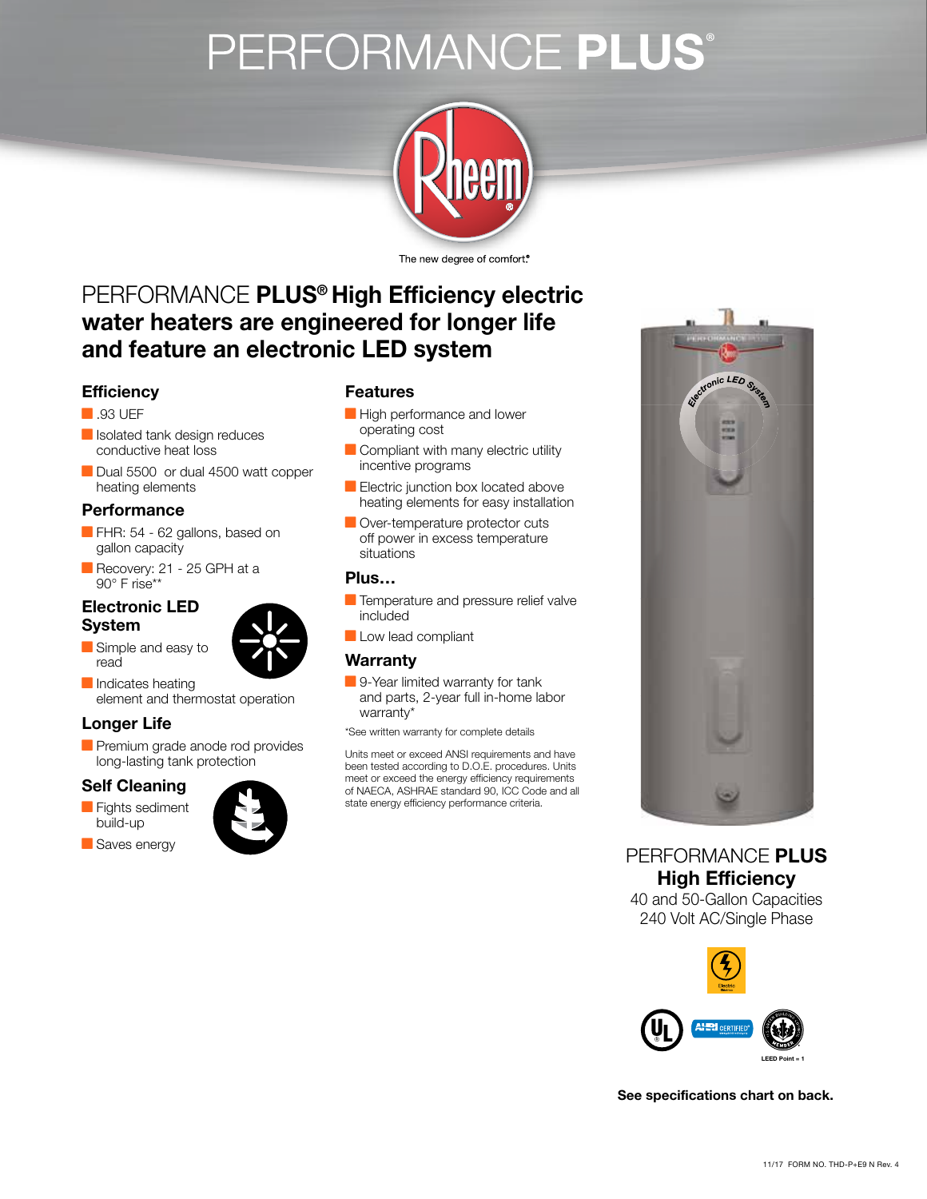# PERFORMANCE **PLUS**®

The new degree of comfort.®

## PERFORMANCE **PLUS® High Efficiency electric water heaters are engineered for longer life and feature an electronic LED system**

### Efficiency

- .93 UEF
- Isolated tank design reduces conductive heat loss
- Dual 5500 or dual 4500 watt copper heating elements

### Performance

- FHR: 54 - 62 gallons, based on gallon capacity
- Recovery: 21 - 25 GPH at a 90° F rise**

### Electronic LED System

- Simple and easy to read
- Indicates heating element and thermostat operation

### Longer Life

- Premium grade anode rod provides long-lasting tank protection

### Self Cleaning

- Fights sediment build-up
- Saves energy

### Features

- High performance and lower operating cost
- Compliant with many electric utility incentive programs
- Electric junction box located above heating elements for easy installation
- Over-temperature protector cuts off power in excess temperature situations

### Plus…

- Temperature and pressure relief valve included
- Low lead compliant

### Warranty

- 9-Year limited warranty for tank and parts, 2-year full in-home labor warranty*

*See written warranty for complete details

Units meet or exceed ANSI requirements and have been tested according to D.O.E. procedures. Units meet or exceed the energy efficiency requirements of NAECA, ASHRAE standard 90, ICC Code and all state energy efficiency performance criteria.

PERFORMANCE **PLUS**
**High Efficiency**
40 and 50-Gallon Capacities
240 Volt AC/Single Phase

LEED Point = 1

**See specifications chart on back.**

11/17 FORM NO. THD-P+E9 N Rev. 4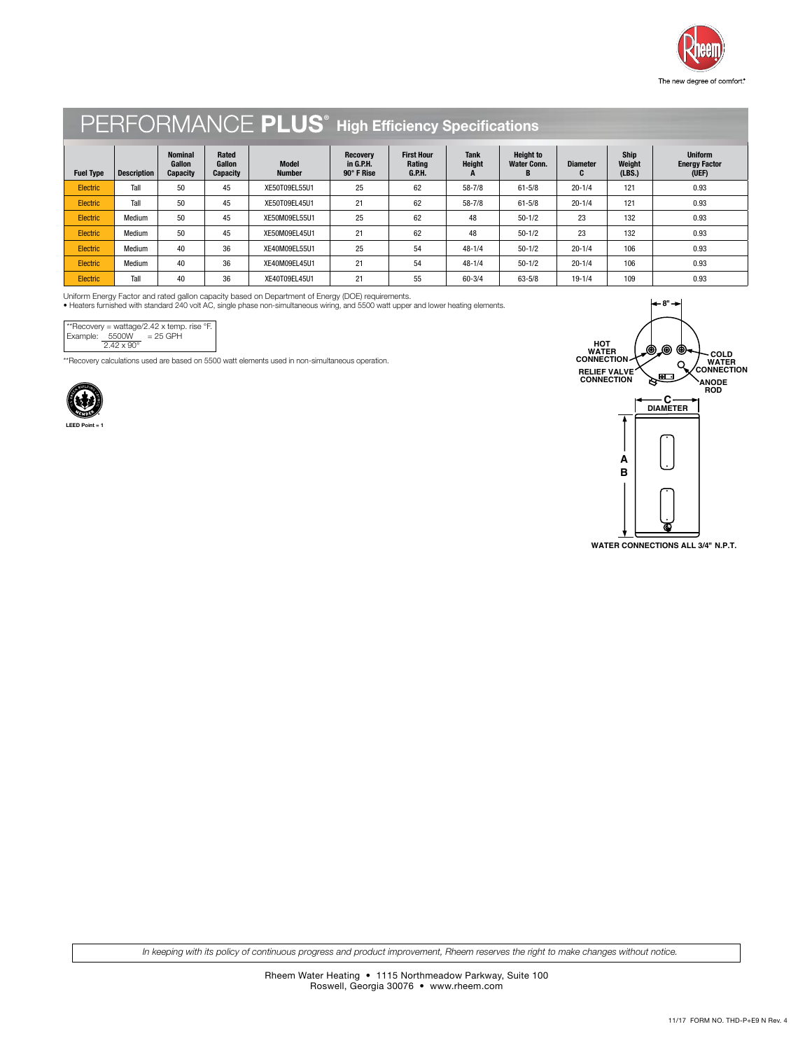# PERFORMANCE PLUS® High Efficiency Specifications

| Fuel Type | Description | Nominal Gallon Capacity | Rated Gallon Capacity | Model Number | Recovery in G.P.H. 90° F Rise | First Hour Rating G.P.H. | Tank Height A | Height to Water Conn. B | Diameter C | Ship Weight (LBS.) | Uniform Energy Factor (UEF) |
|---|---|---|---|---|---|---|---|---|---|---|---|
| Electric | Tall | 50 | 45 | XE50T09EL55U1 | 25 | 62 | 58-7/8 | 61-5/8 | 20-1/4 | 121 | 0.93 |
| Electric | Tall | 50 | 45 | XE50T09EL45U1 | 21 | 62 | 58-7/8 | 61-5/8 | 20-1/4 | 121 | 0.93 |
| Electric | Medium | 50 | 45 | XE50M09EL55U1 | 25 | 62 | 48 | 50-1/2 | 23 | 132 | 0.93 |
| Electric | Medium | 50 | 45 | XE50M09EL45U1 | 21 | 62 | 48 | 50-1/2 | 23 | 132 | 0.93 |
| Electric | Medium | 40 | 36 | XE40M09EL55U1 | 25 | 54 | 48-1/4 | 50-1/2 | 20-1/4 | 106 | 0.93 |
| Electric | Medium | 40 | 36 | XE40M09EL45U1 | 21 | 54 | 48-1/4 | 50-1/2 | 20-1/4 | 106 | 0.93 |
| Electric | Tall | 40 | 36 | XE40T09EL45U1 | 21 | 55 | 60-3/4 | 63-5/8 | 19-1/4 | 109 | 0.93 |

Uniform Energy Factor and rated gallon capacity based on Department of Energy (DOE) requirements.

• Heaters furnished with standard 240 volt AC, single phase non-simultaneous wiring, and 5500 watt upper and lower heating elements.

**Recovery = wattage/2.42 x temp. rise °F.
Example: $\frac{5500W}{2.42 \times 90°} = 25$ GPH

**Recovery calculations used are based on 5500 watt elements used in non-simultaneous operation.

LEED Point = 1

8"

HOT WATER CONNECTION

COLD WATER CONNECTION

RELIEF VALVE CONNECTION

ANODE ROD

C DIAMETER

A

B

WATER CONNECTIONS ALL 3/4" N.P.T.

*In keeping with its policy of continuous progress and product improvement, Rheem reserves the right to make changes without notice.*

Rheem Water Heating • 1115 Northmeadow Parkway, Suite 100
Roswell, Georgia 30076 • www.rheem.com

11/17 FORM NO. THD-P+E9 N Rev. 4